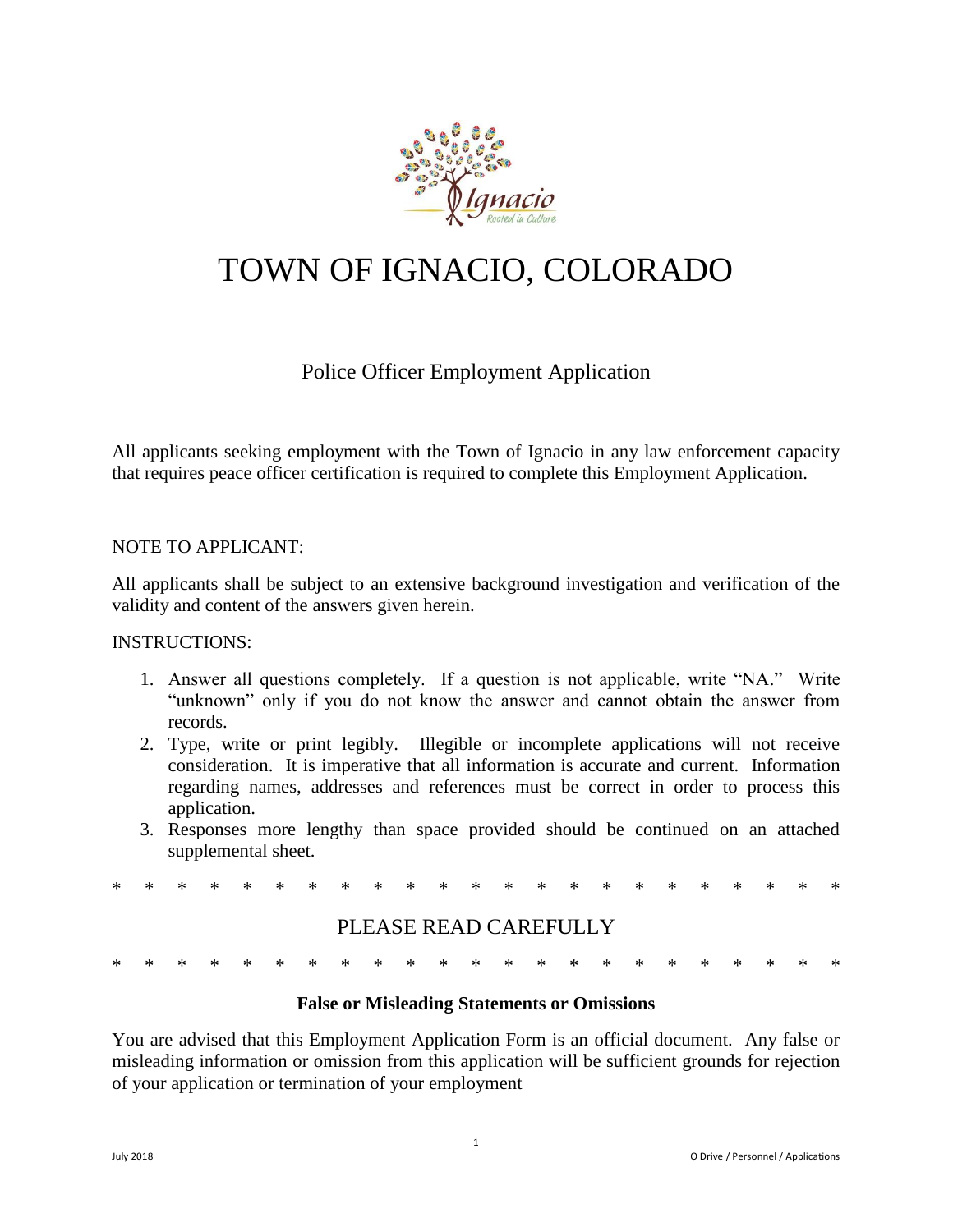# TOWN OF IGNACIO, COLORADO

## Police Officer Employment Application

All applicants seeking employment with the Town of Ignacio in any law enforcement capacity that requires peace officer certification is required to complete this Employment Application.

NOTE TO APPLICANT:

All applicants shall be subject to an extensive background investigation and verification of the validity and content of the answers given herein.

INSTRUCTIONS:

1. Answer all questions completely. If a question is not applicable, write "NA." Write "unknown" only if you do not know the answer and cannot obtain the answer from records.
2. Type, write or print legibly. Illegible or incomplete applications will not receive consideration. It is imperative that all information is accurate and current. Information regarding names, addresses and references must be correct in order to process this application.
3. Responses more lengthy than space provided should be continued on an attached supplemental sheet.

\* \* \* \* \* \* \* \* \* \* \* \* \* \* \* \* \* \* \* \* \* \* \*

## PLEASE READ CAREFULLY

\* \* \* \* \* \* \* \* \* \* \* \* \* \* \* \* \* \* \* \* \* \* \*

**False or Misleading Statements or Omissions**

You are advised that this Employment Application Form is an official document. Any false or misleading information or omission from this application will be sufficient grounds for rejection of your application or termination of your employment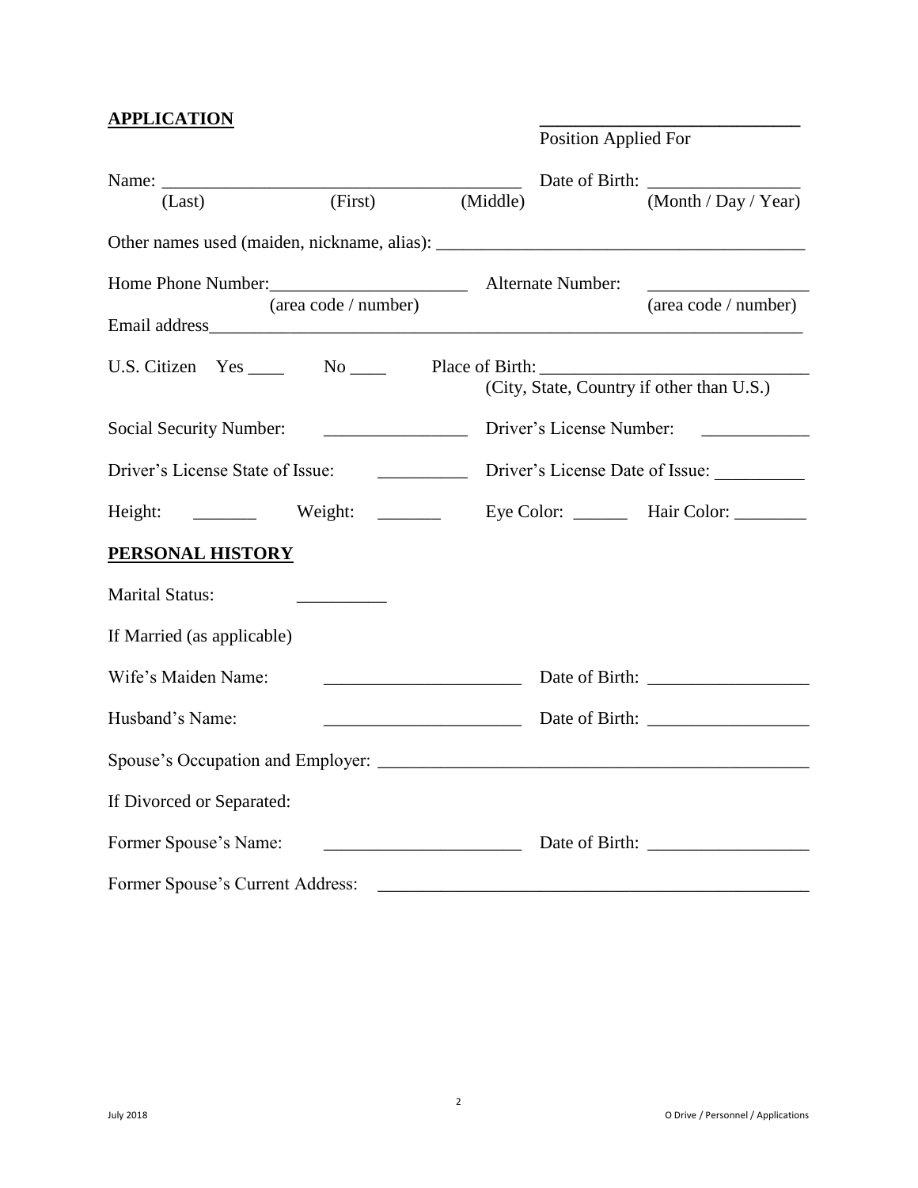**APPLICATION**

______________________________
Position Applied For

Name: ________________________________________ Date of Birth: ________________
(Last) (First) (Middle) (Month / Day / Year)

Other names used (maiden, nickname, alias): ________________________________________

Home Phone Number: ______________________ Alternate Number: __________________
(area code / number) (area code / number)

Email address_____________________________________________________________________

U.S. Citizen Yes ____ No ____ Place of Birth: ______________________________
(City, State, Country if other than U.S.)

Social Security Number: ________________ Driver's License Number: ____________

Driver's License State of Issue: __________ Driver's License Date of Issue: __________

Height: _______ Weight: _______ Eye Color: ______ Hair Color: ________

**PERSONAL HISTORY**

Marital Status: __________

If Married (as applicable)

Wife's Maiden Name: ______________________ Date of Birth: __________________

Husband's Name: ______________________ Date of Birth: __________________

Spouse's Occupation and Employer: ________________________________________________

If Divorced or Separated:

Former Spouse's Name: ______________________ Date of Birth: __________________

Former Spouse's Current Address: ________________________________________________

July 2018 O Drive / Personnel / Applications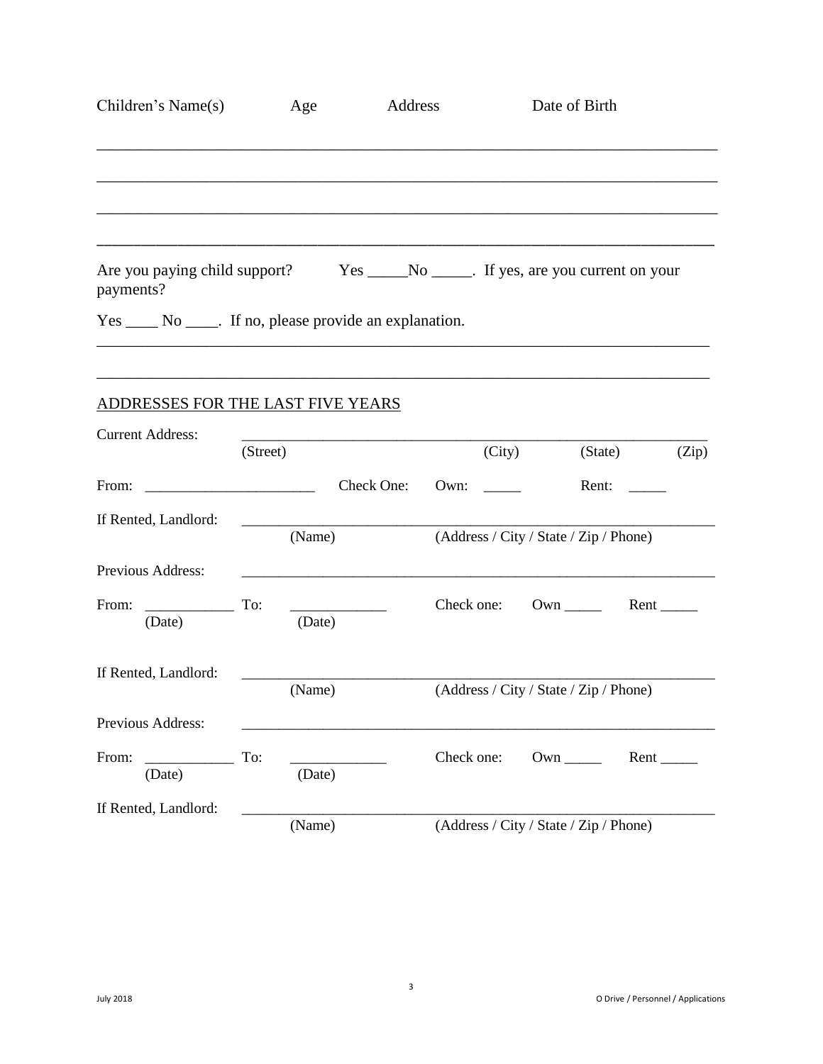Children's Name(s) Age Address Date of Birth

________________________________________________________________________________

________________________________________________________________________________

________________________________________________________________________________

________________________________________________________________________________

Are you paying child support? Yes _____No _____. If yes, are you current on your payments?

Yes ____ No ____. If no, please provide an explanation.

________________________________________________________________________________

________________________________________________________________________________

ADDRESSES FOR THE LAST FIVE YEARS

Current Address: ________________________________________________________________
(Street) (City) (State) (Zip)

From: ______________________ Check One: Own: _____ Rent: _____

If Rented, Landlord: ________________________________________________________________
(Name) (Address / City / State / Zip / Phone)

Previous Address: ________________________________________________________________

From: ____________ To: ____________ Check one: Own _____ Rent _____
(Date) (Date)

If Rented, Landlord: ________________________________________________________________
(Name) (Address / City / State / Zip / Phone)

Previous Address: ________________________________________________________________

From: ____________ To: ____________ Check one: Own _____ Rent _____
(Date) (Date)

If Rented, Landlord: ________________________________________________________________
(Name) (Address / City / State / Zip / Phone)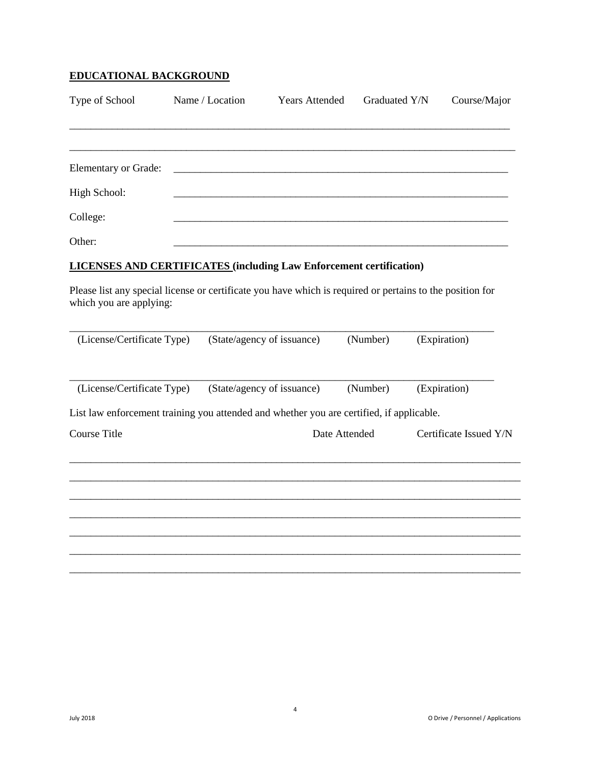**EDUCATIONAL BACKGROUND**

| Type of School | Name / Location | Years Attended | Graduated Y/N | Course/Major |
|---|---|---|---|---|
| | | | | |
| | | | | |
| Elementary or Grade: | | | | |
| High School: | | | | |
| College: | | | | |
| Other: | | | | |

**LICENSES AND CERTIFICATES (including Law Enforcement certification)**

Please list any special license or certificate you have which is required or pertains to the position for which you are applying:

| (License/Certificate Type) | (State/agency of issuance) | (Number) | (Expiration) |
|---|---|---|---|
| | | | |
| | | | |

List law enforcement training you attended and whether you are certified, if applicable.

| Course Title | Date Attended | Certificate Issued Y/N |
|---|---|---|
| | | |
| | | |
| | | |
| | | |
| | | |
| | | |
| | | |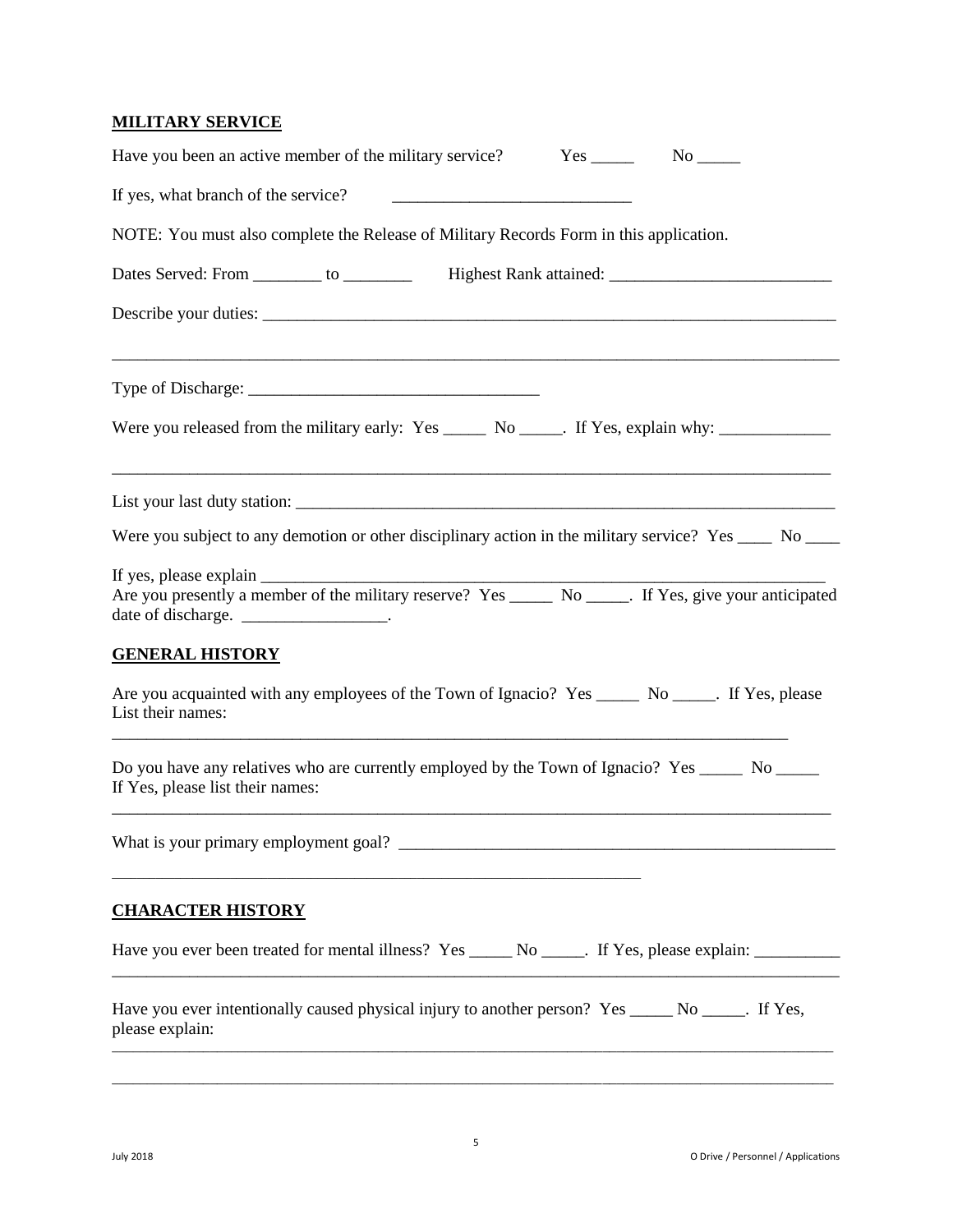## MILITARY SERVICE

Have you been an active member of the military service? Yes _____ No _____

If yes, what branch of the service? ____________________________

NOTE: You must also complete the Release of Military Records Form in this application.

Dates Served: From ________ to ________ Highest Rank attained: __________________________

Describe your duties: _____________________________________________________________________

_____________________________________________________________________________________

Type of Discharge: ___________________________________

Were you released from the military early: Yes _____ No _____. If Yes, explain why: _____________

_____________________________________________________________________________________

List your last duty station: _________________________________________________________________

Were you subject to any demotion or other disciplinary action in the military service? Yes ____ No ____

If yes, please explain _______________________________________________________________________

Are you presently a member of the military reserve? Yes _____ No _____. If Yes, give your anticipated date of discharge. _________________.

## GENERAL HISTORY

Are you acquainted with any employees of the Town of Ignacio? Yes _____ No _____. If Yes, please List their names:

_____________________________________________________________________________________

Do you have any relatives who are currently employed by the Town of Ignacio? Yes _____ No _____
If Yes, please list their names:

_____________________________________________________________________________________

What is your primary employment goal? ____________________________________________________

_______________________________________________________________

## CHARACTER HISTORY

Have you ever been treated for mental illness? Yes _____ No _____. If Yes, please explain: __________

_____________________________________________________________________________________

Have you ever intentionally caused physical injury to another person? Yes _____ No _____. If Yes, please explain:

_____________________________________________________________________________________

_____________________________________________________________________________________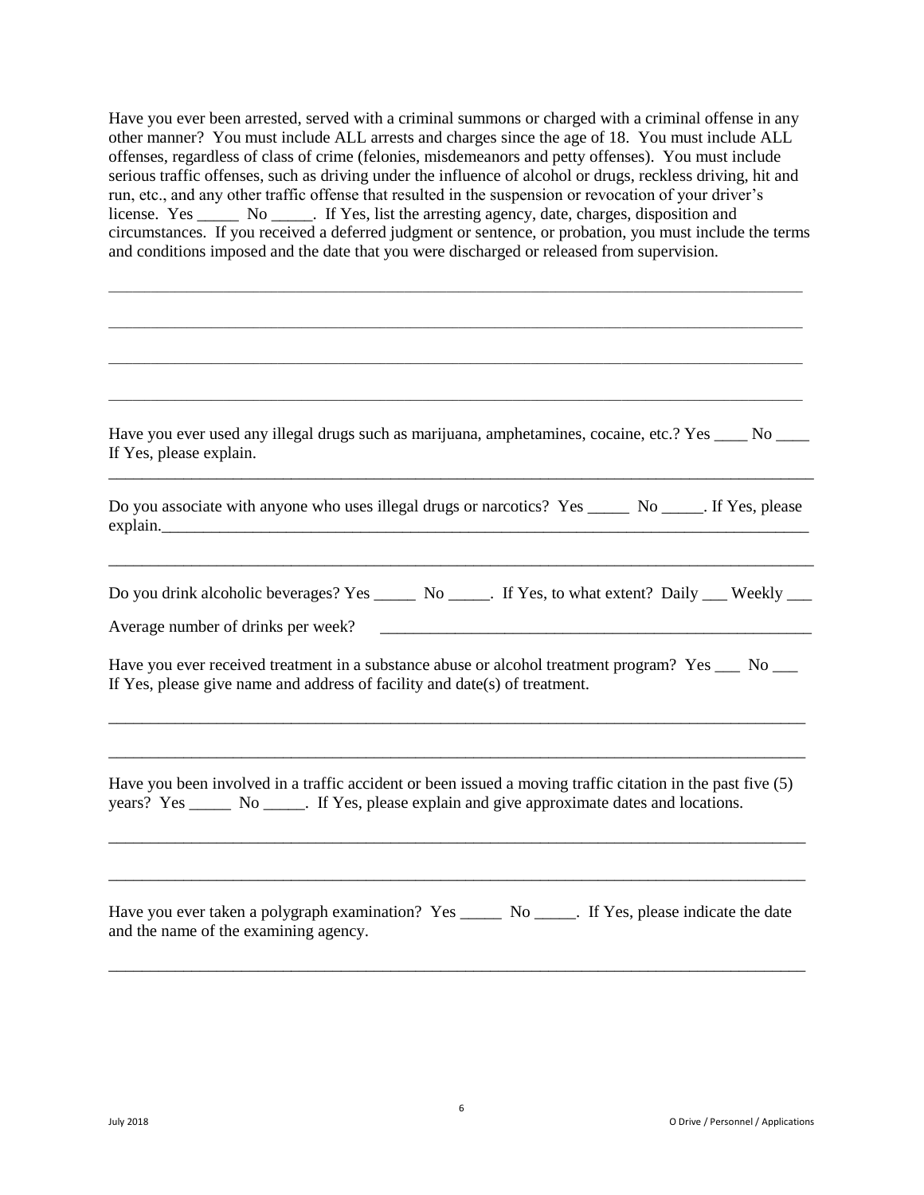Have you ever been arrested, served with a criminal summons or charged with a criminal offense in any other manner? You must include ALL arrests and charges since the age of 18. You must include ALL offenses, regardless of class of crime (felonies, misdemeanors and petty offenses). You must include serious traffic offenses, such as driving under the influence of alcohol or drugs, reckless driving, hit and run, etc., and any other traffic offense that resulted in the suspension or revocation of your driver's license. Yes _____ No _____. If Yes, list the arresting agency, date, charges, disposition and circumstances. If you received a deferred judgment or sentence, or probation, you must include the terms and conditions imposed and the date that you were discharged or released from supervision.

_______________________________________________________________________________________

_______________________________________________________________________________________

_______________________________________________________________________________________

_______________________________________________________________________________________

Have you ever used any illegal drugs such as marijuana, amphetamines, cocaine, etc.? Yes ____ No ____
If Yes, please explain.

_______________________________________________________________________________________

Do you associate with anyone who uses illegal drugs or narcotics? Yes _____ No _____. If Yes, please explain.______________________________________________________________________________

_______________________________________________________________________________________

Do you drink alcoholic beverages? Yes _____ No _____. If Yes, to what extent? Daily ___ Weekly ___

Average number of drinks per week? _____________________________________________________

Have you ever received treatment in a substance abuse or alcohol treatment program? Yes ___ No ___
If Yes, please give name and address of facility and date(s) of treatment.

_______________________________________________________________________________________

_______________________________________________________________________________________

Have you been involved in a traffic accident or been issued a moving traffic citation in the past five (5) years? Yes _____ No _____. If Yes, please explain and give approximate dates and locations.

_______________________________________________________________________________________

_______________________________________________________________________________________

Have you ever taken a polygraph examination? Yes _____ No _____. If Yes, please indicate the date and the name of the examining agency.

_______________________________________________________________________________________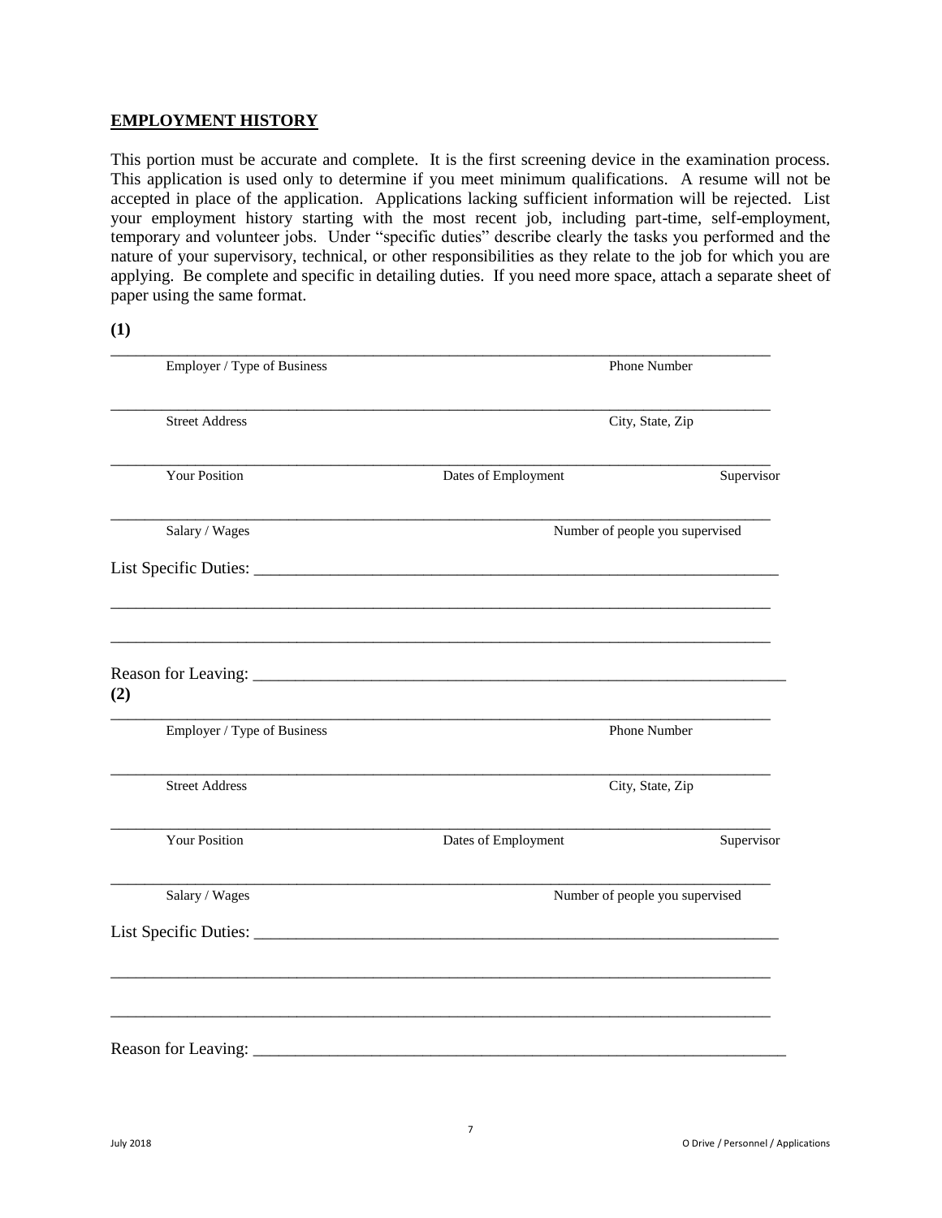**EMPLOYMENT HISTORY**

This portion must be accurate and complete. It is the first screening device in the examination process. This application is used only to determine if you meet minimum qualifications. A resume will not be accepted in place of the application. Applications lacking sufficient information will be rejected. List your employment history starting with the most recent job, including part-time, self-employment, temporary and volunteer jobs. Under "specific duties" describe clearly the tasks you performed and the nature of your supervisory, technical, or other responsibilities as they relate to the job for which you are applying. Be complete and specific in detailing duties. If you need more space, attach a separate sheet of paper using the same format.

**(1)**

______________________________________________________________________________
Employer / Type of Business                                        Phone Number

______________________________________________________________________________
Street Address                                        City, State, Zip

______________________________________________________________________________
Your Position                    Dates of Employment                    Supervisor

______________________________________________________________________________
Salary / Wages                                        Number of people you supervised

List Specific Duties: ___________________________________________________________

______________________________________________________________________________

______________________________________________________________________________

Reason for Leaving: ____________________________________________________________

**(2)**

______________________________________________________________________________
Employer / Type of Business                                        Phone Number

______________________________________________________________________________
Street Address                                        City, State, Zip

______________________________________________________________________________
Your Position                    Dates of Employment                    Supervisor

______________________________________________________________________________
Salary / Wages                                        Number of people you supervised

List Specific Duties: ___________________________________________________________

______________________________________________________________________________

______________________________________________________________________________

Reason for Leaving: ____________________________________________________________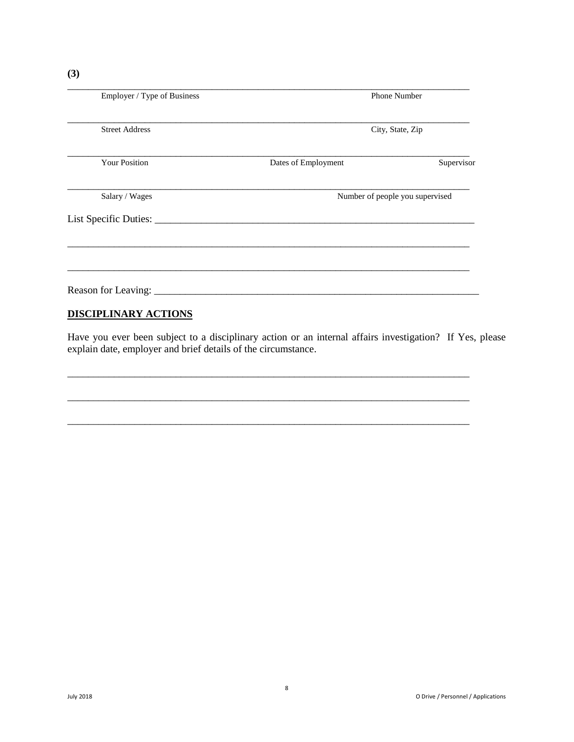**(3)**

\_\_\_\_\_\_\_\_\_\_\_\_\_\_\_\_\_\_\_\_\_\_\_\_\_\_\_\_\_\_\_\_\_\_\_\_\_\_\_\_\_\_\_\_\_\_\_\_\_\_\_\_\_\_\_\_\_\_\_\_\_\_\_\_\_\_\_\_\_\_\_\_\_\_\_\_
Employer / Type of Business                                                                     Phone Number

\_\_\_\_\_\_\_\_\_\_\_\_\_\_\_\_\_\_\_\_\_\_\_\_\_\_\_\_\_\_\_\_\_\_\_\_\_\_\_\_\_\_\_\_\_\_\_\_\_\_\_\_\_\_\_\_\_\_\_\_\_\_\_\_\_\_\_\_\_\_\_\_\_\_\_\_
Street Address                                                                                          City, State, Zip

\_\_\_\_\_\_\_\_\_\_\_\_\_\_\_\_\_\_\_\_\_\_\_\_\_\_\_\_\_\_\_\_\_\_\_\_\_\_\_\_\_\_\_\_\_\_\_\_\_\_\_\_\_\_\_\_\_\_\_\_\_\_\_\_\_\_\_\_\_\_\_\_\_\_\_\_
Your Position                                   Dates of Employment                                   Supervisor

\_\_\_\_\_\_\_\_\_\_\_\_\_\_\_\_\_\_\_\_\_\_\_\_\_\_\_\_\_\_\_\_\_\_\_\_\_\_\_\_\_\_\_\_\_\_\_\_\_\_\_\_\_\_\_\_\_\_\_\_\_\_\_\_\_\_\_\_\_\_\_\_\_\_\_\_
Salary / Wages                                                                          Number of people you supervised

List Specific Duties: \_\_\_\_\_\_\_\_\_\_\_\_\_\_\_\_\_\_\_\_\_\_\_\_\_\_\_\_\_\_\_\_\_\_\_\_\_\_\_\_\_\_\_\_\_\_\_\_\_\_\_\_\_\_\_\_\_\_

\_\_\_\_\_\_\_\_\_\_\_\_\_\_\_\_\_\_\_\_\_\_\_\_\_\_\_\_\_\_\_\_\_\_\_\_\_\_\_\_\_\_\_\_\_\_\_\_\_\_\_\_\_\_\_\_\_\_\_\_\_\_\_\_\_\_\_\_\_\_\_\_\_\_\_\_

\_\_\_\_\_\_\_\_\_\_\_\_\_\_\_\_\_\_\_\_\_\_\_\_\_\_\_\_\_\_\_\_\_\_\_\_\_\_\_\_\_\_\_\_\_\_\_\_\_\_\_\_\_\_\_\_\_\_\_\_\_\_\_\_\_\_\_\_\_\_\_\_\_\_\_\_

Reason for Leaving: \_\_\_\_\_\_\_\_\_\_\_\_\_\_\_\_\_\_\_\_\_\_\_\_\_\_\_\_\_\_\_\_\_\_\_\_\_\_\_\_\_\_\_\_\_\_\_\_\_\_\_\_\_\_\_\_\_\_\_\_

## DISCIPLINARY ACTIONS

Have you ever been subject to a disciplinary action or an internal affairs investigation? If Yes, please explain date, employer and brief details of the circumstance.

\_\_\_\_\_\_\_\_\_\_\_\_\_\_\_\_\_\_\_\_\_\_\_\_\_\_\_\_\_\_\_\_\_\_\_\_\_\_\_\_\_\_\_\_\_\_\_\_\_\_\_\_\_\_\_\_\_\_\_\_\_\_\_\_\_\_\_\_\_\_\_\_\_\_\_\_

\_\_\_\_\_\_\_\_\_\_\_\_\_\_\_\_\_\_\_\_\_\_\_\_\_\_\_\_\_\_\_\_\_\_\_\_\_\_\_\_\_\_\_\_\_\_\_\_\_\_\_\_\_\_\_\_\_\_\_\_\_\_\_\_\_\_\_\_\_\_\_\_\_\_\_\_

\_\_\_\_\_\_\_\_\_\_\_\_\_\_\_\_\_\_\_\_\_\_\_\_\_\_\_\_\_\_\_\_\_\_\_\_\_\_\_\_\_\_\_\_\_\_\_\_\_\_\_\_\_\_\_\_\_\_\_\_\_\_\_\_\_\_\_\_\_\_\_\_\_\_\_\_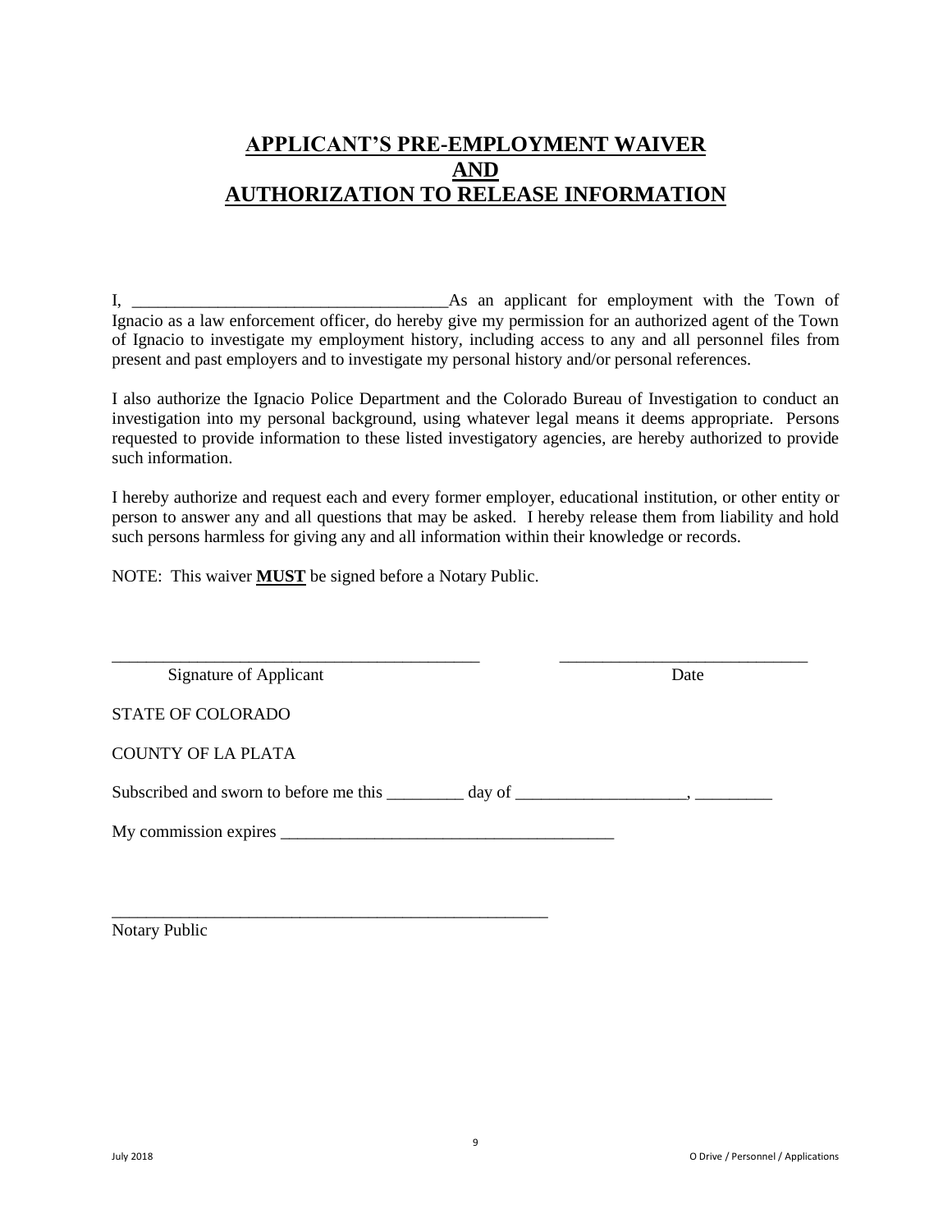# **APPLICANT'S PRE-EMPLOYMENT WAIVER AND AUTHORIZATION TO RELEASE INFORMATION**

I, _____________________________________As an applicant for employment with the Town of Ignacio as a law enforcement officer, do hereby give my permission for an authorized agent of the Town of Ignacio to investigate my employment history, including access to any and all personnel files from present and past employers and to investigate my personal history and/or personal references.

I also authorize the Ignacio Police Department and the Colorado Bureau of Investigation to conduct an investigation into my personal background, using whatever legal means it deems appropriate. Persons requested to provide information to these listed investigatory agencies, are hereby authorized to provide such information.

I hereby authorize and request each and every former employer, educational institution, or other entity or person to answer any and all questions that may be asked. I hereby release them from liability and hold such persons harmless for giving any and all information within their knowledge or records.

NOTE: This waiver **MUST** be signed before a Notary Public.

_____________________________________________ _____________________________

Signature of Applicant Date

STATE OF COLORADO

COUNTY OF LA PLATA

Subscribed and sworn to before me this _________ day of ____________________, _________

My commission expires _______________________________________

_____________________________________________________

Notary Public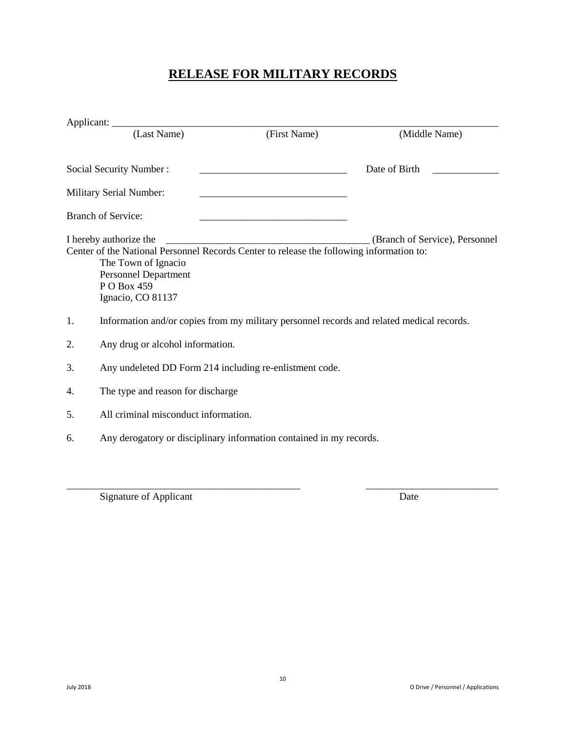# RELEASE FOR MILITARY RECORDS

Applicant: ______________________________________________________________________________
(Last Name) (First Name) (Middle Name)

Social Security Number: _____________________________ Date of Birth _____________

Military Serial Number: _____________________________

Branch of Service: _____________________________

I hereby authorize the _______________________________________ (Branch of Service), Personnel Center of the National Personnel Records Center to release the following information to:

The Town of Ignacio
Personnel Department
P O Box 459
Ignacio, CO 81137

1. Information and/or copies from my military personnel records and related medical records.
2. Any drug or alcohol information.
3. Any undeleted DD Form 214 including re-enlistment code.
4. The type and reason for discharge
5. All criminal misconduct information.
6. Any derogatory or disciplinary information contained in my records.

_______________________________________________ __________________________
Signature of Applicant Date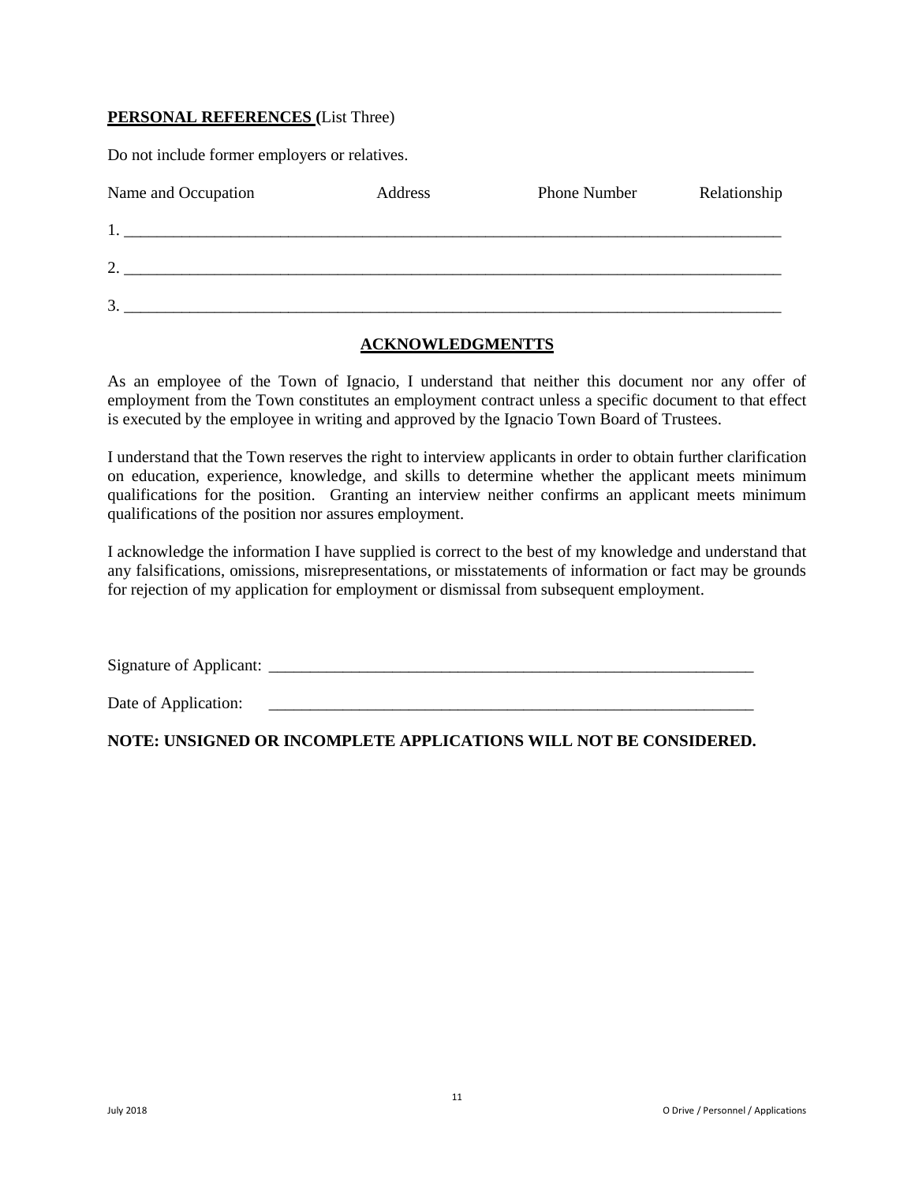**PERSONAL REFERENCES (**List Three)

Do not include former employers or relatives.

| Name and Occupation | Address | Phone Number | Relationship |
|---|---|---|---|
| 1. | | | |
| 2. | | | |
| 3. | | | |

## ACKNOWLEDGMENTTS

As an employee of the Town of Ignacio, I understand that neither this document nor any offer of employment from the Town constitutes an employment contract unless a specific document to that effect is executed by the employee in writing and approved by the Ignacio Town Board of Trustees.

I understand that the Town reserves the right to interview applicants in order to obtain further clarification on education, experience, knowledge, and skills to determine whether the applicant meets minimum qualifications for the position. Granting an interview neither confirms an applicant meets minimum qualifications of the position nor assures employment.

I acknowledge the information I have supplied is correct to the best of my knowledge and understand that any falsifications, omissions, misrepresentations, or misstatements of information or fact may be grounds for rejection of my application for employment or dismissal from subsequent employment.

Signature of Applicant: ______________________________________________________________

Date of Application: ______________________________________________________________

**NOTE: UNSIGNED OR INCOMPLETE APPLICATIONS WILL NOT BE CONSIDERED.**